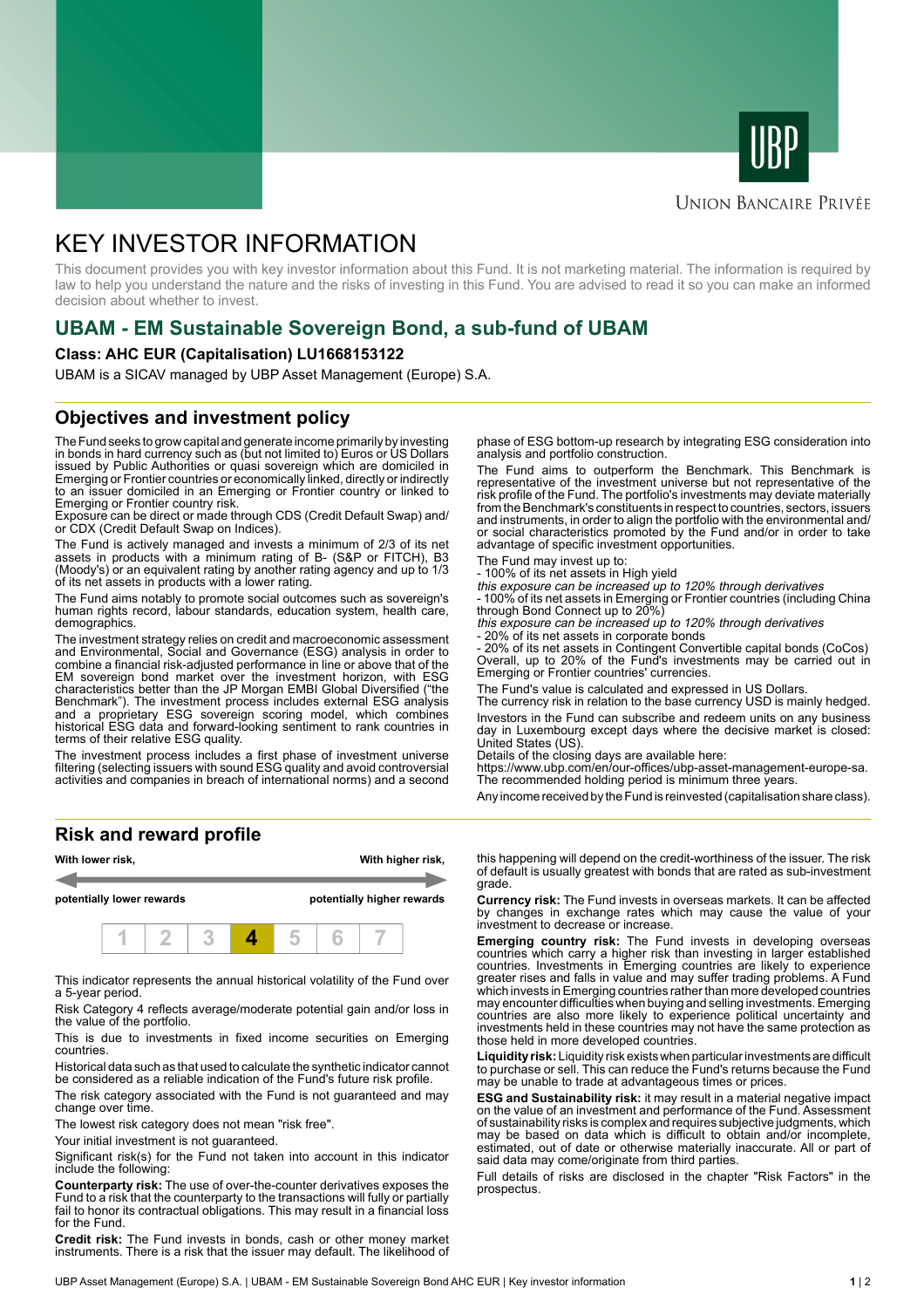UNION BANCAIRE PRIVÉE

# KEY INVESTOR INFORMATION

This document provides you with key investor information about this Fund. It is not marketing material. The information is required by law to help you understand the nature and the risks of investing in this Fund. You are advised to read it so you can make an informed decision about whether to invest.

## UBAM - EM Sustainable Sovereign Bond, a sub-fund of UBAM

**Class: AHC EUR (Capitalisation) LU1668153122**

UBAM is a SICAV managed by UBP Asset Management (Europe) S.A.

## Objectives and investment policy

The Fund seeks to grow capital and generate income primarily by investing in bonds in hard currency such as (but not limited to) Euros or US Dollars issued by Public Authorities or quasi sovereign which are domiciled in Emerging or Frontier countries or economically linked, directly or indirectly to an issuer domiciled in an Emerging or Frontier country or linked to Emerging or Frontier country risk.
Exposure can be direct or made through CDS (Credit Default Swap) and/ or CDX (Credit Default Swap on Indices).

The Fund is actively managed and invests a minimum of 2/3 of its net assets in products with a minimum rating of B- (S&P or FITCH), B3 (Moody's) or an equivalent rating by another rating agency and up to 1/3 of its net assets in products with a lower rating.

The Fund aims notably to promote social outcomes such as sovereign's human rights record, labour standards, education system, health care, demographics.

The investment strategy relies on credit and macroeconomic assessment and Environmental, Social and Governance (ESG) analysis in order to combine a financial risk-adjusted performance in line or above that of the EM sovereign bond market over the investment horizon, with ESG characteristics better than the JP Morgan EMBI Global Diversified ("the Benchmark"). The investment process includes external ESG analysis and a proprietary ESG sovereign scoring model, which combines historical ESG data and forward-looking sentiment to rank countries in terms of their relative ESG quality.

The investment process includes a first phase of investment universe filtering (selecting issuers with sound ESG quality and avoid controversial activities and companies in breach of international norms) and a second phase of ESG bottom-up research by integrating ESG consideration into analysis and portfolio construction.

The Fund aims to outperform the Benchmark. This Benchmark is representative of the investment universe but not representative of the risk profile of the Fund. The portfolio's investments may deviate materially from the Benchmark's constituents in respect to countries, sectors, issuers and instruments, in order to align the portfolio with the environmental and/ or social characteristics promoted by the Fund and/or in order to take advantage of specific investment opportunities.

The Fund may invest up to:
- 100% of its net assets in High yield
*this exposure can be increased up to 120% through derivatives*
- 100% of its net assets in Emerging or Frontier countries (including China through Bond Connect up to 20%)
*this exposure can be increased up to 120% through derivatives*
- 20% of its net assets in corporate bonds
- 20% of its net assets in Contingent Convertible capital bonds (CoCos)
Overall, up to 20% of the Fund's investments may be carried out in Emerging or Frontier countries' currencies.

The Fund's value is calculated and expressed in US Dollars.
The currency risk in relation to the base currency USD is mainly hedged.

Investors in the Fund can subscribe and redeem units on any business day in Luxembourg except days where the decisive market is closed: United States (US).
Details of the closing days are available here:
https://www.ubp.com/en/our-offices/ubp-asset-management-europe-sa.
The recommended holding period is minimum three years.

Any income received by the Fund is reinvested (capitalisation share class).

## Risk and reward profile

| **With lower risk,** | | | | | | **With higher risk,** |
|---|---|---|---|---|---|---|
| **potentially lower rewards** | | | | | | **potentially higher rewards** |
| 1 | 2 | 3 | **4** | 5 | 6 | 7 |

This indicator represents the annual historical volatility of the Fund over a 5-year period.

Risk Category 4 reflects average/moderate potential gain and/or loss in the value of the portfolio.

This is due to investments in fixed income securities on Emerging countries.

Historical data such as that used to calculate the synthetic indicator cannot be considered as a reliable indication of the Fund's future risk profile.

The risk category associated with the Fund is not guaranteed and may change over time.

The lowest risk category does not mean "risk free".

Your initial investment is not guaranteed.

Significant risk(s) for the Fund not taken into account in this indicator include the following:

**Counterparty risk:** The use of over-the-counter derivatives exposes the Fund to a risk that the counterparty to the transactions will fully or partially fail to honor its contractual obligations. This may result in a financial loss for the Fund.

**Credit risk:** The Fund invests in bonds, cash or other money market instruments. There is a risk that the issuer may default. The likelihood of this happening will depend on the credit-worthiness of the issuer. The risk of default is usually greatest with bonds that are rated as sub-investment grade.

**Currency risk:** The Fund invests in overseas markets. It can be affected by changes in exchange rates which may cause the value of your investment to decrease or increase.

**Emerging country risk:** The Fund invests in developing overseas countries which carry a higher risk than investing in larger established countries. Investments in Emerging countries are likely to experience greater rises and falls in value and may suffer trading problems. A Fund which invests in Emerging countries rather than more developed countries may encounter difficulties when buying and selling investments. Emerging countries are also more likely to experience political uncertainty and investments held in these countries may not have the same protection as those held in more developed countries.

**Liquidity risk:** Liquidity risk exists when particular investments are difficult to purchase or sell. This can reduce the Fund's returns because the Fund may be unable to trade at advantageous times or prices.

**ESG and Sustainability risk:** it may result in a material negative impact on the value of an investment and performance of the Fund. Assessment of sustainability risks is complex and requires subjective judgments, which may be based on data which is difficult to obtain and/or incomplete, estimated, out of date or otherwise materially inaccurate. All or part of said data may come/originate from third parties.

Full details of risks are disclosed in the chapter "Risk Factors" in the prospectus.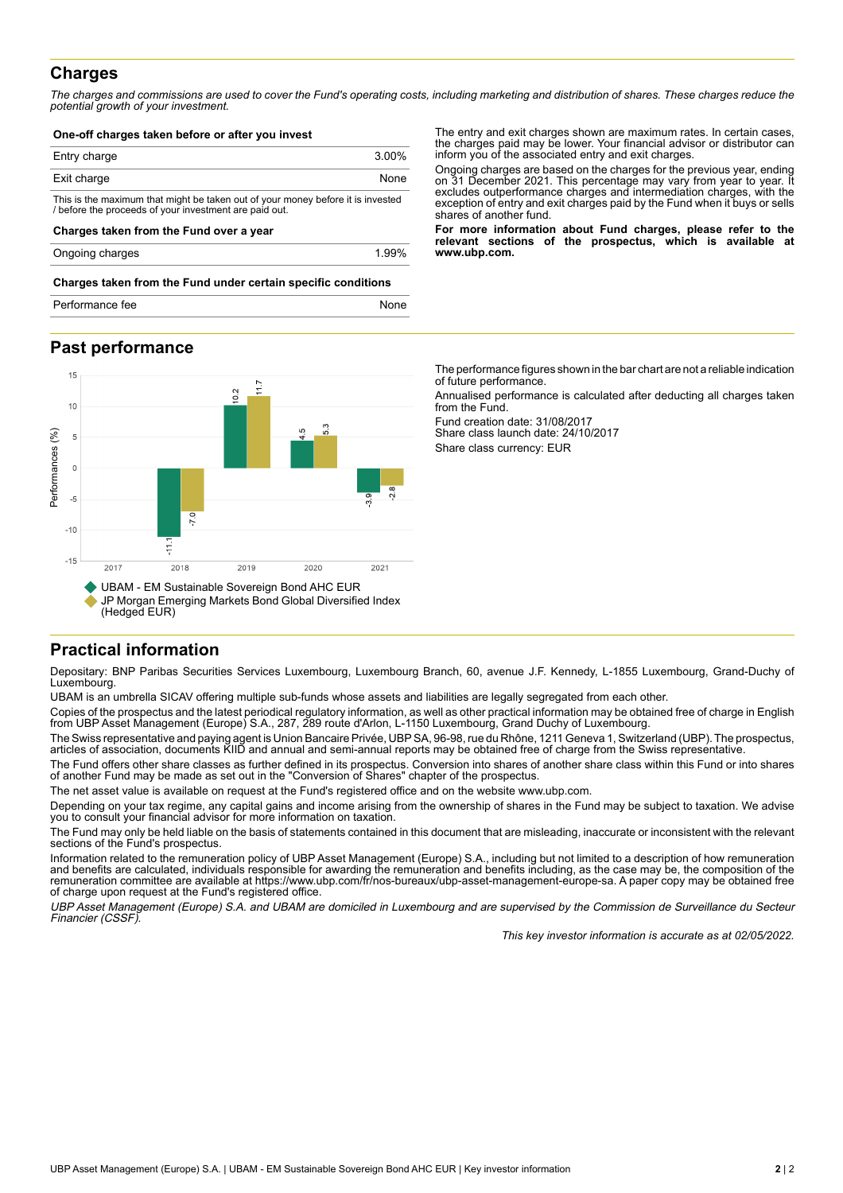## Charges

*The charges and commissions are used to cover the Fund's operating costs, including marketing and distribution of shares. These charges reduce the potential growth of your investment.*

| One-off charges taken before or after you invest | |
|---|---|
| Entry charge | 3.00% |
| Exit charge | None |

This is the maximum that might be taken out of your money before it is invested / before the proceeds of your investment are paid out.

| Charges taken from the Fund over a year | |
|---|---|
| Ongoing charges | 1.99% |

| Charges taken from the Fund under certain specific conditions | |
|---|---|
| Performance fee | None |

The entry and exit charges shown are maximum rates. In certain cases, the charges paid may be lower. Your financial advisor or distributor can inform you of the associated entry and exit charges.

Ongoing charges are based on the charges for the previous year, ending on 31 December 2021. This percentage may vary from year to year. It excludes outperformance charges and intermediation charges, with the exception of entry and exit charges paid by the Fund when it buys or sells shares of another fund.

**For more information about Fund charges, please refer to the relevant sections of the prospectus, which is available at www.ubp.com.**

## Past performance

Performances (%)

15
10
5
0
-5
-10
-15

2017
2018
2019
2020
2021

-11.1
-7.0
10.2
11.7
4.5
5.3
-3.9
-2.8

UBAM - EM Sustainable Sovereign Bond AHC EUR
JP Morgan Emerging Markets Bond Global Diversified Index (Hedged EUR)

The performance figures shown in the bar chart are not a reliable indication of future performance.

Annualised performance is calculated after deducting all charges taken from the Fund.

Fund creation date: 31/08/2017
Share class launch date: 24/10/2017
Share class currency: EUR

## Practical information

Depositary: BNP Paribas Securities Services Luxembourg, Luxembourg Branch, 60, avenue J.F. Kennedy, L-1855 Luxembourg, Grand-Duchy of Luxembourg.

UBAM is an umbrella SICAV offering multiple sub-funds whose assets and liabilities are legally segregated from each other.

Copies of the prospectus and the latest periodical regulatory information, as well as other practical information may be obtained free of charge in English from UBP Asset Management (Europe) S.A., 287, 289 route d'Arlon, L-1150 Luxembourg, Grand Duchy of Luxembourg.

The Swiss representative and paying agent is Union Bancaire Privée, UBP SA, 96-98, rue du Rhône, 1211 Geneva 1, Switzerland (UBP). The prospectus, articles of association, documents KIID and annual and semi-annual reports may be obtained free of charge from the Swiss representative.

The Fund offers other share classes as further defined in its prospectus. Conversion into shares of another share class within this Fund or into shares of another Fund may be made as set out in the "Conversion of Shares" chapter of the prospectus.

The net asset value is available on request at the Fund's registered office and on the website www.ubp.com.

Depending on your tax regime, any capital gains and income arising from the ownership of shares in the Fund may be subject to taxation. We advise you to consult your financial advisor for more information on taxation.

The Fund may only be held liable on the basis of statements contained in this document that are misleading, inaccurate or inconsistent with the relevant sections of the Fund's prospectus.

Information related to the remuneration policy of UBP Asset Management (Europe) S.A., including but not limited to a description of how remuneration and benefits are calculated, individuals responsible for awarding the remuneration and benefits including, as the case may be, the composition of the remuneration committee are available at https://www.ubp.com/fr/nos-bureaux/ubp-asset-management-europe-sa. A paper copy may be obtained free of charge upon request at the Fund's registered office.

*UBP Asset Management (Europe) S.A. and UBAM are domiciled in Luxembourg and are supervised by the Commission de Surveillance du Secteur Financier (CSSF).*

*This key investor information is accurate as at 02/05/2022.*